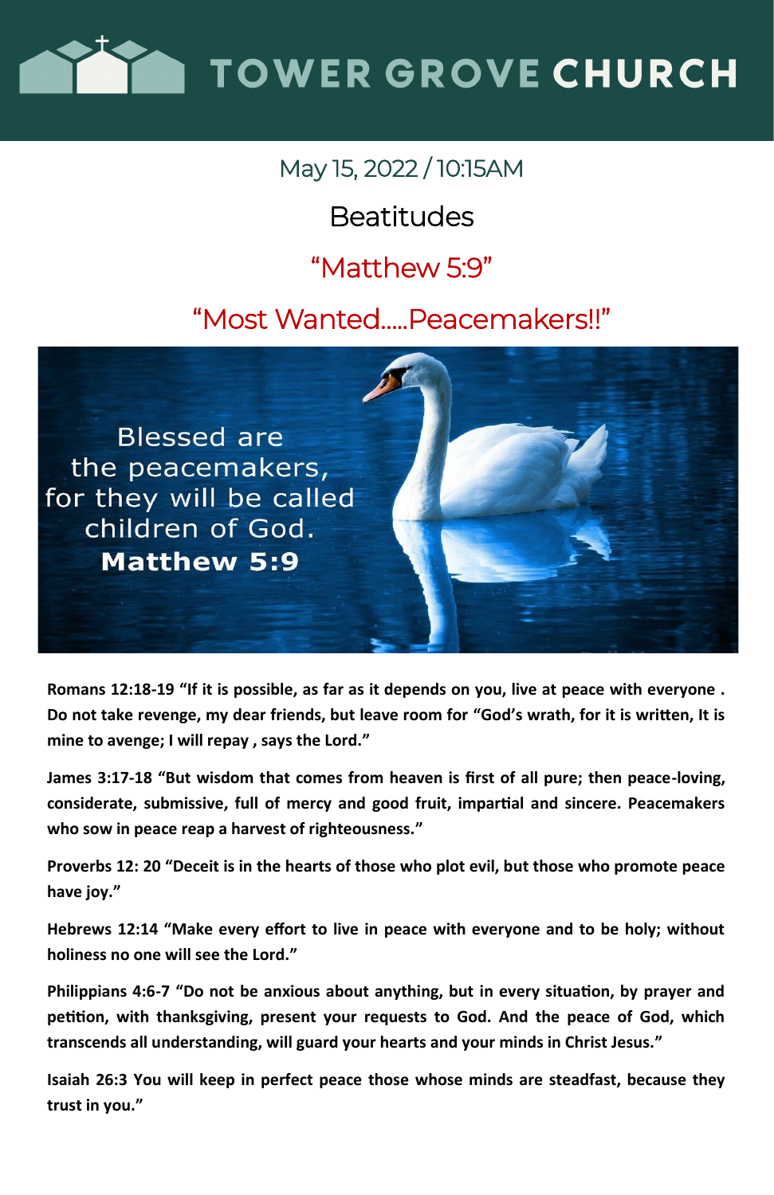# TOWER GROVE CHURCH

May 15, 2022 / 10:15AM

## Beatitudes

## "Matthew 5:9"

## "Most Wanted.....Peacemakers!!"

Blessed are the peacemakers, for they will be called children of God.
**Matthew 5:9**

**Romans 12:18-19 "If it is possible, as far as it depends on you, live at peace with everyone . Do not take revenge, my dear friends, but leave room for "God's wrath, for it is written, It is mine to avenge; I will repay , says the Lord."**

**James 3:17-18 "But wisdom that comes from heaven is first of all pure; then peace-loving, considerate, submissive, full of mercy and good fruit, impartial and sincere. Peacemakers who sow in peace reap a harvest of righteousness."**

**Proverbs 12: 20 "Deceit is in the hearts of those who plot evil, but those who promote peace have joy."**

**Hebrews 12:14 "Make every effort to live in peace with everyone and to be holy; without holiness no one will see the Lord."**

**Philippians 4:6-7 "Do not be anxious about anything, but in every situation, by prayer and petition, with thanksgiving, present your requests to God. And the peace of God, which transcends all understanding, will guard your hearts and your minds in Christ Jesus."**

**Isaiah 26:3 You will keep in perfect peace those whose minds are steadfast, because they trust in you."**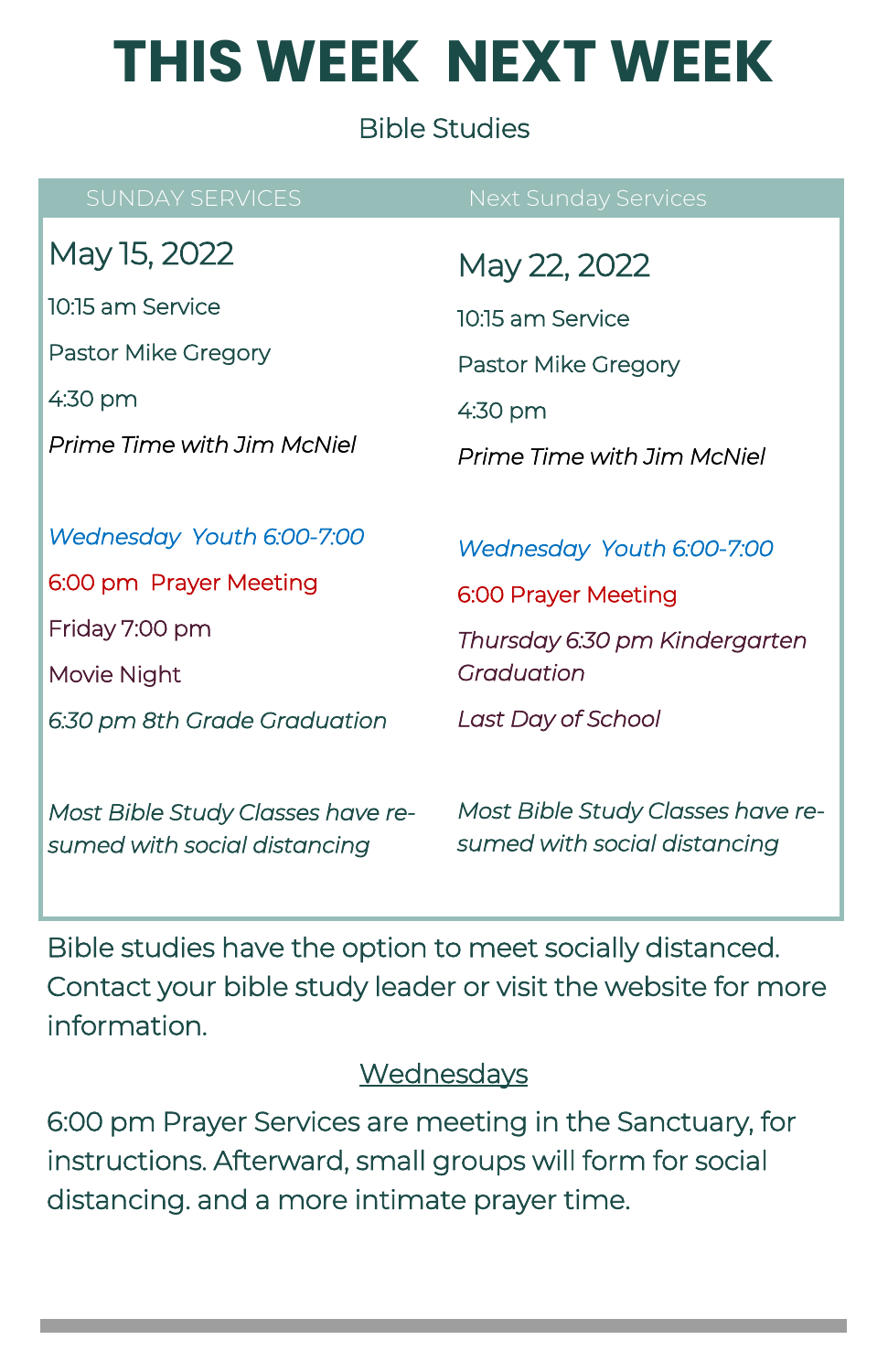# THIS WEEK NEXT WEEK

Bible Studies

| SUNDAY SERVICES | Next Sunday Services |
|---|---|
| May 15, 2022 | May 22, 2022 |
| 10:15 am Service | 10:15 am Service |
| Pastor Mike Gregory | Pastor Mike Gregory |
| 4:30 pm | 4:30 pm |
| *Prime Time with Jim McNiel* | *Prime Time with Jim McNiel* |
| *Wednesday Youth 6:00-7:00* | *Wednesday Youth 6:00-7:00* |
| 6:00 pm Prayer Meeting | 6:00 Prayer Meeting |
| Friday 7:00 pm | *Thursday 6:30 pm Kindergarten Graduation* |
| Movie Night | *Last Day of School* |
| *6:30 pm 8th Grade Graduation* | |
| *Most Bible Study Classes have re-sumed with social distancing* | *Most Bible Study Classes have re-sumed with social distancing* |

Bible studies have the option to meet socially distanced. Contact your bible study leader or visit the website for more information.

Wednesdays

6:00 pm Prayer Services are meeting in the Sanctuary, for instructions. Afterward, small groups will form for social distancing. and a more intimate prayer time.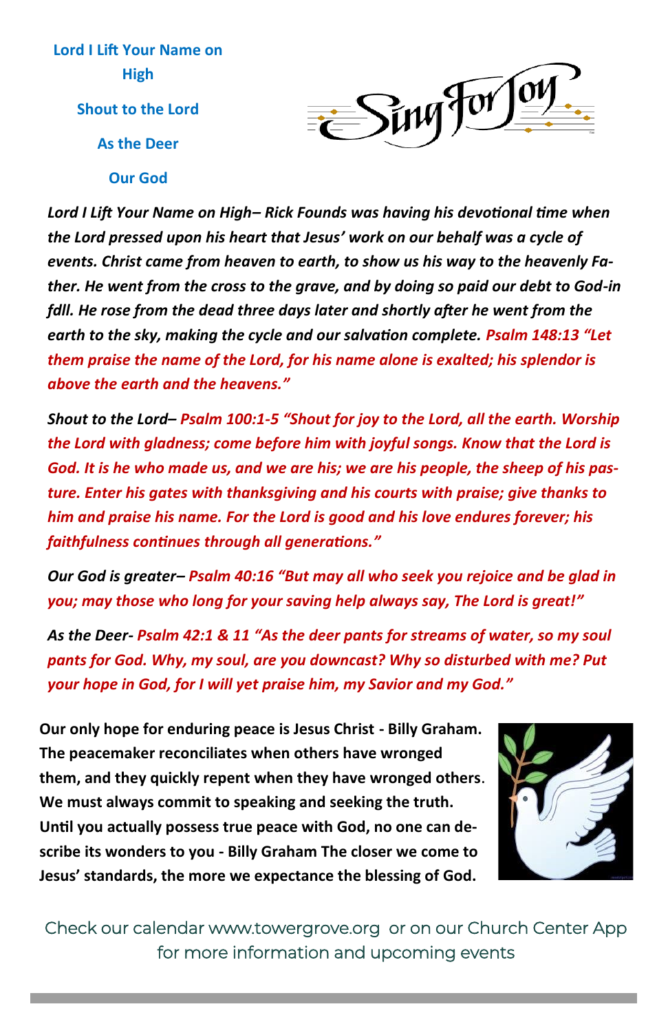**Lord I Lift Your Name on High**

**Shout to the Lord**

**As the Deer**

**Our God**

Sing For Joy

***Lord I Lift Your Name on High–*** ***Rick Founds was having his devotional time when the Lord pressed upon his heart that Jesus' work on our behalf was a cycle of events. Christ came from heaven to earth, to show us his way to the heavenly Father. He went from the cross to the grave, and by doing so paid our debt to God-in fdll. He rose from the dead three days later and shortly after he went from the earth to the sky, making the cycle and our salvation complete.*** ***Psalm 148:13 "Let them praise the name of the Lord, for his name alone is exalted; his splendor is above the earth and the heavens."***

***Shout to the Lord–*** ***Psalm 100:1-5 "Shout for joy to the Lord, all the earth. Worship the Lord with gladness; come before him with joyful songs. Know that the Lord is God. It is he who made us, and we are his; we are his people, the sheep of his pasture. Enter his gates with thanksgiving and his courts with praise; give thanks to him and praise his name. For the Lord is good and his love endures forever; his faithfulness continues through all generations."***

***Our God is greater–*** ***Psalm 40:16 "But may all who seek you rejoice and be glad in you; may those who long for your saving help always say, The Lord is great!"***

***As the Deer-*** ***Psalm 42:1 & 11 "As the deer pants for streams of water, so my soul pants for God. Why, my soul, are you downcast? Why so disturbed with me? Put your hope in God, for I will yet praise him, my Savior and my God."***

**Our only hope for enduring peace is Jesus Christ - Billy Graham. The peacemaker reconciliates when others have wronged them, and they quickly repent when they have wronged others. We must always commit to speaking and seeking the truth. Until you actually possess true peace with God, no one can describe its wonders to you - Billy Graham The closer we come to Jesus' standards, the more we expectance the blessing of God.**

Check our calendar www.towergrove.org or on our Church Center App for more information and upcoming events